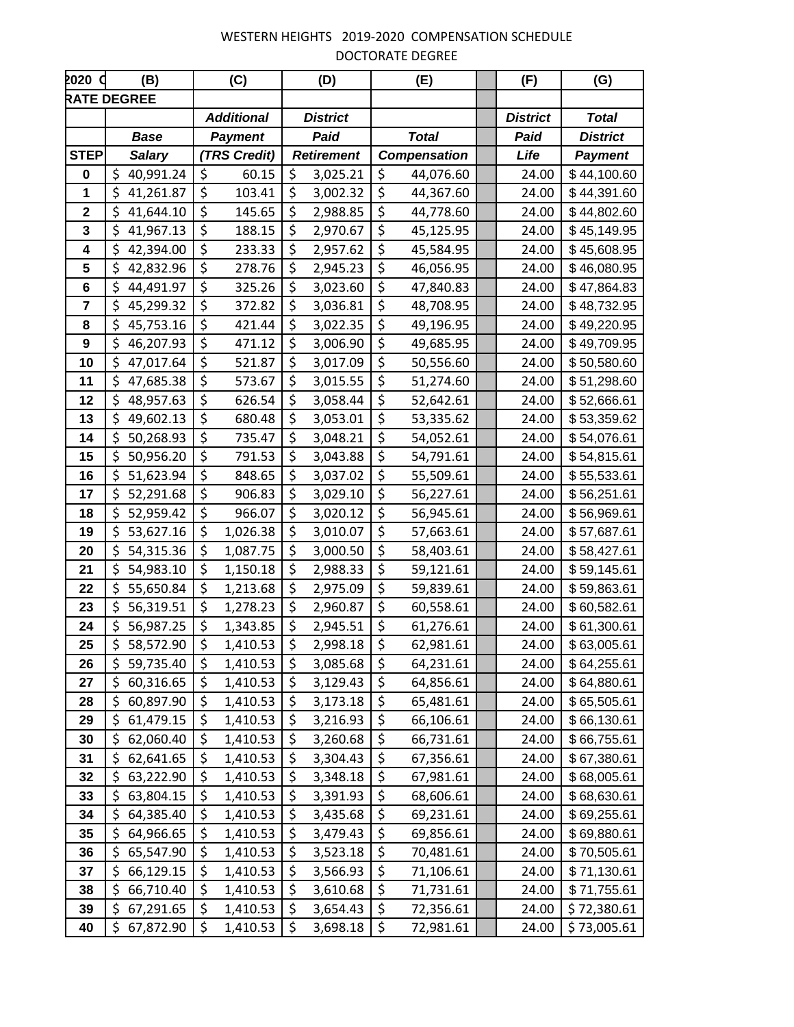WESTERN HEIGHTS 2019-2020 COMPENSATION SCHEDULE

DOCTORATE DEGREE

| 2020 C | (B) | (C) | (D) | (E) | | (F) | (G) |
|---|---|---|---|---|---|---|---|
| RATE DEGREE | | | | | | | |
| | | ***Additional*** | ***District*** | | | ***District*** | ***Total*** |
| | ***Base*** | ***Payment*** | ***Paid*** | ***Total*** | | ***Paid*** | ***District*** |
| **STEP** | ***Salary*** | ***(TRS Credit)*** | ***Retirement*** | ***Compensation*** | | ***Life*** | ***Payment*** |
| **0** | $ 40,991.24 | $ 60.15 | $ 3,025.21 | $ 44,076.60 | | 24.00 | $ 44,100.60 |
| **1** | $ 41,261.87 | $ 103.41 | $ 3,002.32 | $ 44,367.60 | | 24.00 | $ 44,391.60 |
| **2** | $ 41,644.10 | $ 145.65 | $ 2,988.85 | $ 44,778.60 | | 24.00 | $ 44,802.60 |
| **3** | $ 41,967.13 | $ 188.15 | $ 2,970.67 | $ 45,125.95 | | 24.00 | $ 45,149.95 |
| **4** | $ 42,394.00 | $ 233.33 | $ 2,957.62 | $ 45,584.95 | | 24.00 | $ 45,608.95 |
| **5** | $ 42,832.96 | $ 278.76 | $ 2,945.23 | $ 46,056.95 | | 24.00 | $ 46,080.95 |
| **6** | $ 44,491.97 | $ 325.26 | $ 3,023.60 | $ 47,840.83 | | 24.00 | $ 47,864.83 |
| **7** | $ 45,299.32 | $ 372.82 | $ 3,036.81 | $ 48,708.95 | | 24.00 | $ 48,732.95 |
| **8** | $ 45,753.16 | $ 421.44 | $ 3,022.35 | $ 49,196.95 | | 24.00 | $ 49,220.95 |
| **9** | $ 46,207.93 | $ 471.12 | $ 3,006.90 | $ 49,685.95 | | 24.00 | $ 49,709.95 |
| **10** | $ 47,017.64 | $ 521.87 | $ 3,017.09 | $ 50,556.60 | | 24.00 | $ 50,580.60 |
| **11** | $ 47,685.38 | $ 573.67 | $ 3,015.55 | $ 51,274.60 | | 24.00 | $ 51,298.60 |
| **12** | $ 48,957.63 | $ 626.54 | $ 3,058.44 | $ 52,642.61 | | 24.00 | $ 52,666.61 |
| **13** | $ 49,602.13 | $ 680.48 | $ 3,053.01 | $ 53,335.62 | | 24.00 | $ 53,359.62 |
| **14** | $ 50,268.93 | $ 735.47 | $ 3,048.21 | $ 54,052.61 | | 24.00 | $ 54,076.61 |
| **15** | $ 50,956.20 | $ 791.53 | $ 3,043.88 | $ 54,791.61 | | 24.00 | $ 54,815.61 |
| **16** | $ 51,623.94 | $ 848.65 | $ 3,037.02 | $ 55,509.61 | | 24.00 | $ 55,533.61 |
| **17** | $ 52,291.68 | $ 906.83 | $ 3,029.10 | $ 56,227.61 | | 24.00 | $ 56,251.61 |
| **18** | $ 52,959.42 | $ 966.07 | $ 3,020.12 | $ 56,945.61 | | 24.00 | $ 56,969.61 |
| **19** | $ 53,627.16 | $ 1,026.38 | $ 3,010.07 | $ 57,663.61 | | 24.00 | $ 57,687.61 |
| **20** | $ 54,315.36 | $ 1,087.75 | $ 3,000.50 | $ 58,403.61 | | 24.00 | $ 58,427.61 |
| **21** | $ 54,983.10 | $ 1,150.18 | $ 2,988.33 | $ 59,121.61 | | 24.00 | $ 59,145.61 |
| **22** | $ 55,650.84 | $ 1,213.68 | $ 2,975.09 | $ 59,839.61 | | 24.00 | $ 59,863.61 |
| **23** | $ 56,319.51 | $ 1,278.23 | $ 2,960.87 | $ 60,558.61 | | 24.00 | $ 60,582.61 |
| **24** | $ 56,987.25 | $ 1,343.85 | $ 2,945.51 | $ 61,276.61 | | 24.00 | $ 61,300.61 |
| **25** | $ 58,572.90 | $ 1,410.53 | $ 2,998.18 | $ 62,981.61 | | 24.00 | $ 63,005.61 |
| **26** | $ 59,735.40 | $ 1,410.53 | $ 3,085.68 | $ 64,231.61 | | 24.00 | $ 64,255.61 |
| **27** | $ 60,316.65 | $ 1,410.53 | $ 3,129.43 | $ 64,856.61 | | 24.00 | $ 64,880.61 |
| **28** | $ 60,897.90 | $ 1,410.53 | $ 3,173.18 | $ 65,481.61 | | 24.00 | $ 65,505.61 |
| **29** | $ 61,479.15 | $ 1,410.53 | $ 3,216.93 | $ 66,106.61 | | 24.00 | $ 66,130.61 |
| **30** | $ 62,060.40 | $ 1,410.53 | $ 3,260.68 | $ 66,731.61 | | 24.00 | $ 66,755.61 |
| **31** | $ 62,641.65 | $ 1,410.53 | $ 3,304.43 | $ 67,356.61 | | 24.00 | $ 67,380.61 |
| **32** | $ 63,222.90 | $ 1,410.53 | $ 3,348.18 | $ 67,981.61 | | 24.00 | $ 68,005.61 |
| **33** | $ 63,804.15 | $ 1,410.53 | $ 3,391.93 | $ 68,606.61 | | 24.00 | $ 68,630.61 |
| **34** | $ 64,385.40 | $ 1,410.53 | $ 3,435.68 | $ 69,231.61 | | 24.00 | $ 69,255.61 |
| **35** | $ 64,966.65 | $ 1,410.53 | $ 3,479.43 | $ 69,856.61 | | 24.00 | $ 69,880.61 |
| **36** | $ 65,547.90 | $ 1,410.53 | $ 3,523.18 | $ 70,481.61 | | 24.00 | $ 70,505.61 |
| **37** | $ 66,129.15 | $ 1,410.53 | $ 3,566.93 | $ 71,106.61 | | 24.00 | $ 71,130.61 |
| **38** | $ 66,710.40 | $ 1,410.53 | $ 3,610.68 | $ 71,731.61 | | 24.00 | $ 71,755.61 |
| **39** | $ 67,291.65 | $ 1,410.53 | $ 3,654.43 | $ 72,356.61 | | 24.00 | $ 72,380.61 |
| **40** | $ 67,872.90 | $ 1,410.53 | $ 3,698.18 | $ 72,981.61 | | 24.00 | $ 73,005.61 |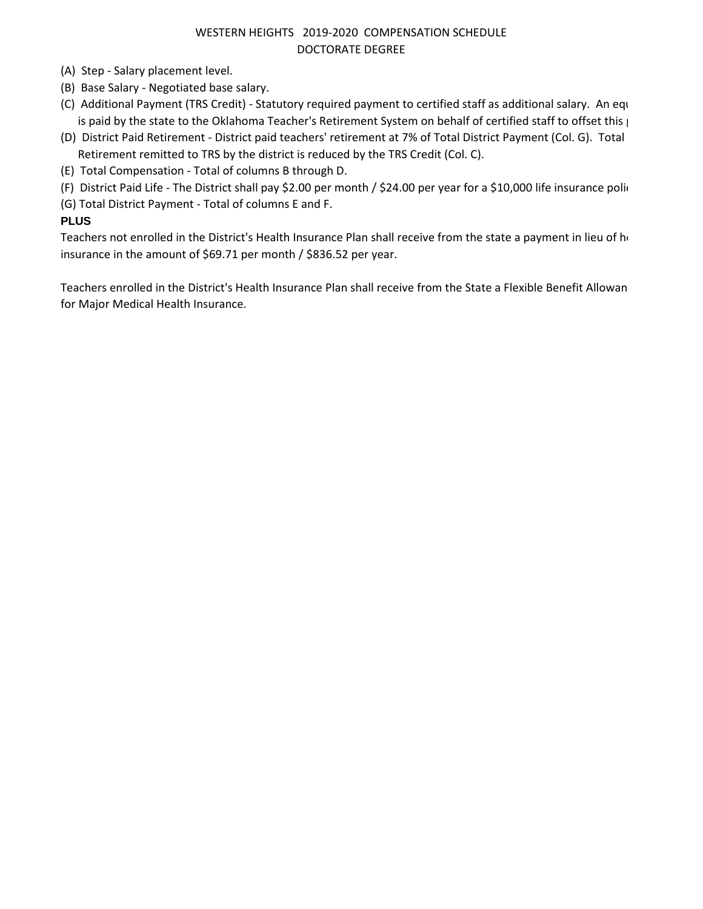WESTERN HEIGHTS 2019-2020 COMPENSATION SCHEDULE

DOCTORATE DEGREE

(A) Step - Salary placement level.

(B) Base Salary - Negotiated base salary.

(C) Additional Payment (TRS Credit) - Statutory required payment to certified staff as additional salary. An equ is paid by the state to the Oklahoma Teacher's Retirement System on behalf of certified staff to offset this p

(D) District Paid Retirement - District paid teachers' retirement at 7% of Total District Payment (Col. G). Total Retirement remitted to TRS by the district is reduced by the TRS Credit (Col. C).

(E) Total Compensation - Total of columns B through D.

(F) District Paid Life - The District shall pay $2.00 per month / $24.00 per year for a $10,000 life insurance polic

(G) Total District Payment - Total of columns E and F.

**PLUS**

Teachers not enrolled in the District's Health Insurance Plan shall receive from the state a payment in lieu of he insurance in the amount of $69.71 per month / $836.52 per year.

Teachers enrolled in the District's Health Insurance Plan shall receive from the State a Flexible Benefit Allowan for Major Medical Health Insurance.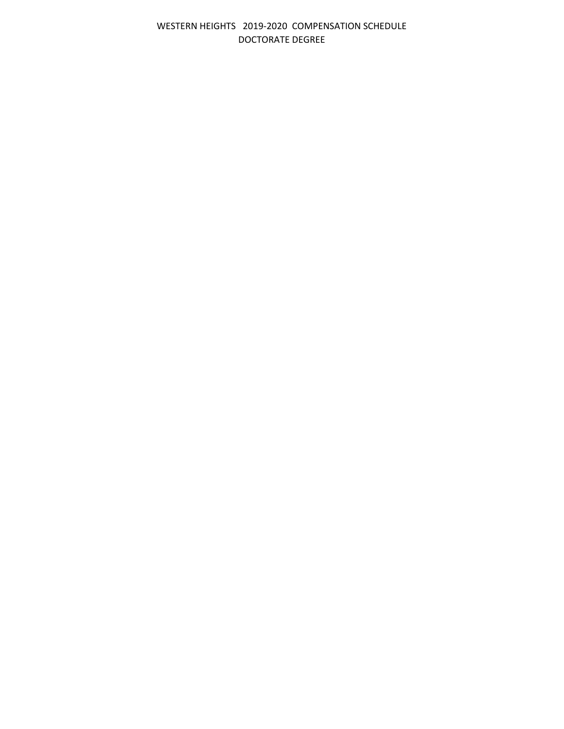WESTERN HEIGHTS 2019-2020 COMPENSATION SCHEDULE

DOCTORATE DEGREE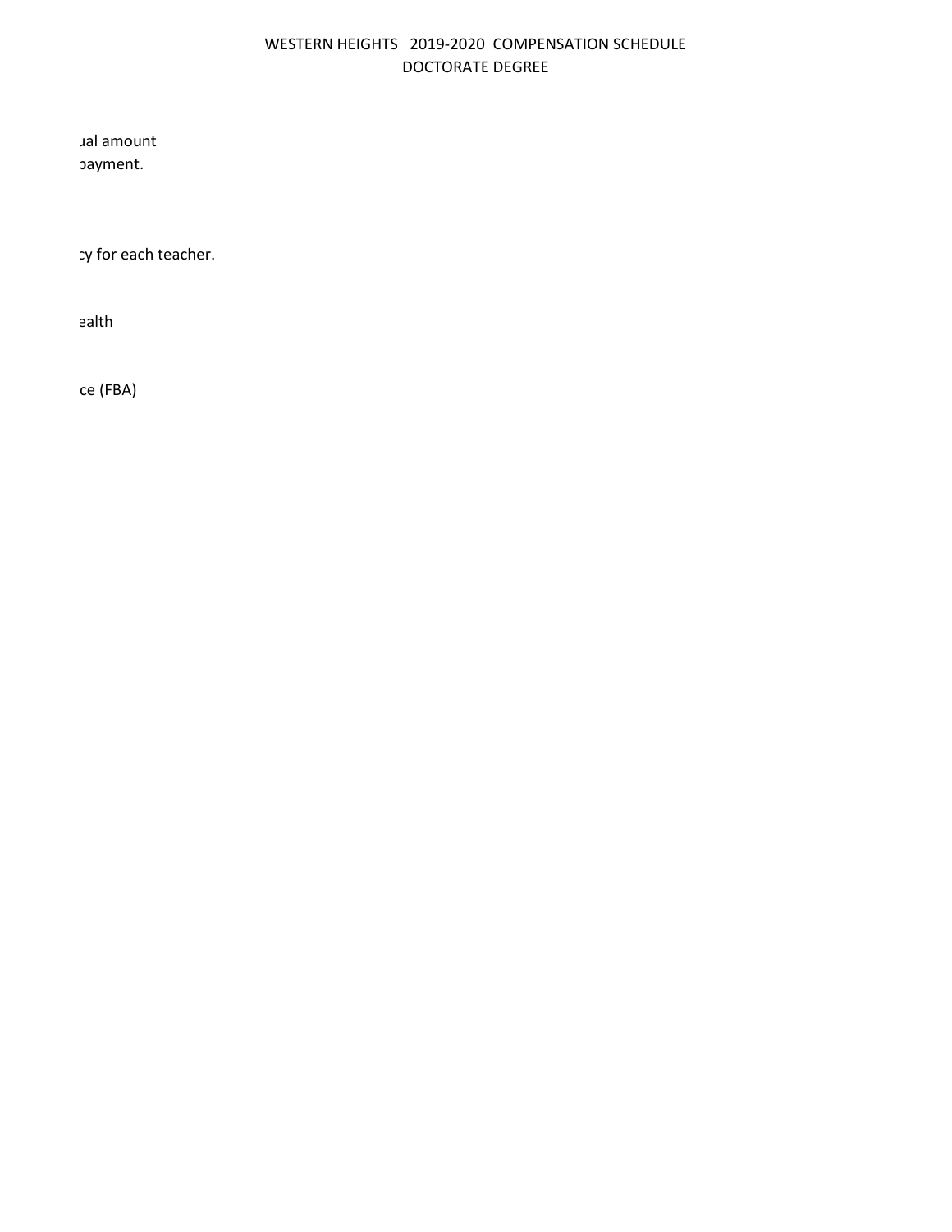# WESTERN HEIGHTS 2019-2020 COMPENSATION SCHEDULE
## DOCTORATE DEGREE

ual amount
payment.

cy for each teacher.

ealth

ce (FBA)